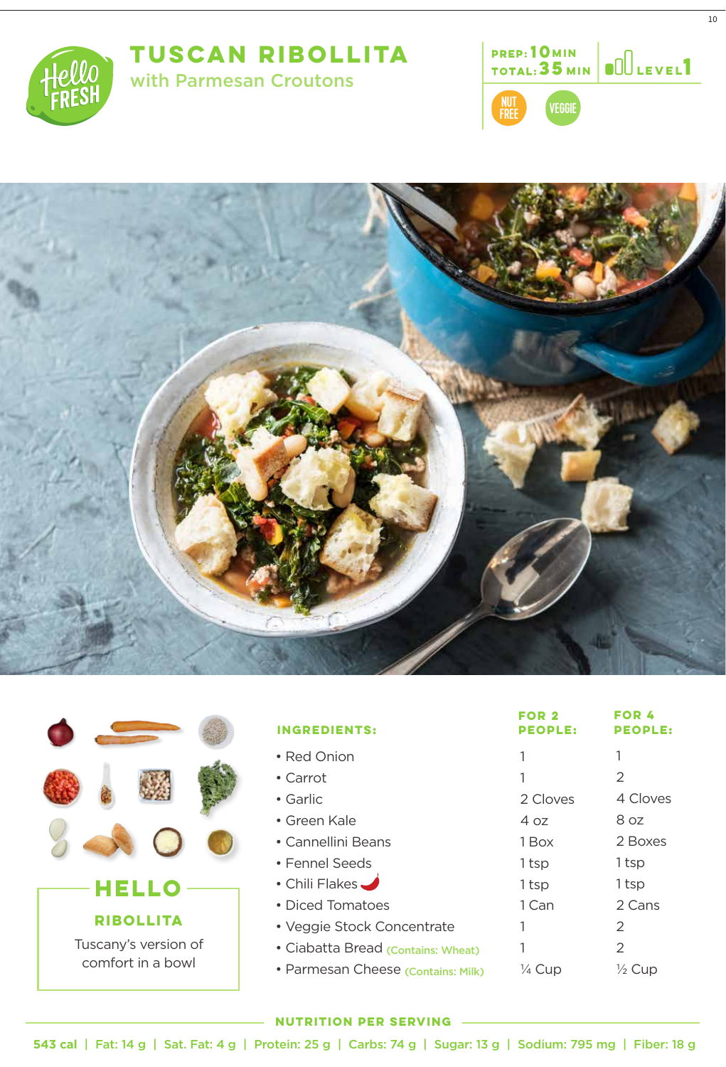# TUSCAN RIBOLLITA

## with Parmesan Croutons

**PREP:** 10 MIN
**TOTAL:** 35 MIN
**LEVEL** 1

NUT FREE | VEGGIE

## HELLO

### RIBOLLITA

Tuscany's version of comfort in a bowl

| INGREDIENTS: | FOR 2 PEOPLE: | FOR 4 PEOPLE: |
|---|---|---|
| • Red Onion | 1 | 1 |
| • Carrot | 1 | 2 |
| • Garlic | 2 Cloves | 4 Cloves |
| • Green Kale | 4 oz | 8 oz |
| • Cannellini Beans | 1 Box | 2 Boxes |
| • Fennel Seeds | 1 tsp | 1 tsp |
| • Chili Flakes | 1 tsp | 1 tsp |
| • Diced Tomatoes | 1 Can | 2 Cans |
| • Veggie Stock Concentrate | 1 | 2 |
| • Ciabatta Bread (Contains: Wheat) | 1 | 2 |
| • Parmesan Cheese (Contains: Milk) | ¼ Cup | ½ Cup |

### NUTRITION PER SERVING

543 cal | Fat: 14 g | Sat. Fat: 4 g | Protein: 25 g | Carbs: 74 g | Sugar: 13 g | Sodium: 795 mg | Fiber: 18 g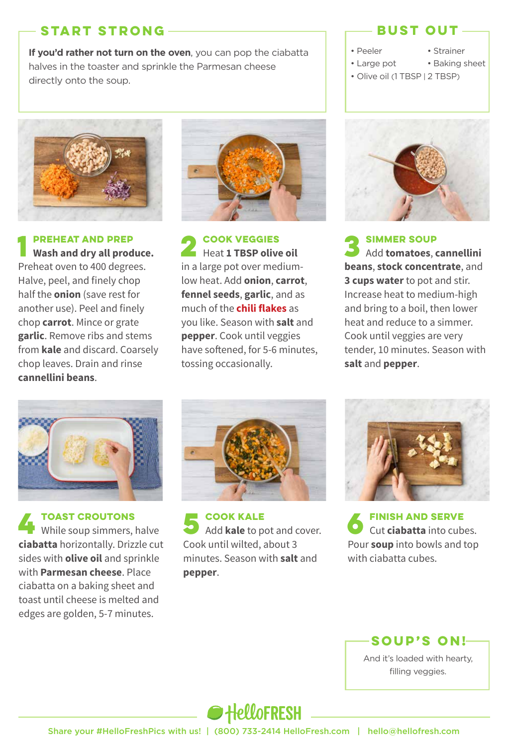## START STRONG

**If you'd rather not turn on the oven**, you can pop the ciabatta halves in the toaster and sprinkle the Parmesan cheese directly onto the soup.

## BUST OUT

- Peeler
- Strainer
- Large pot
- Baking sheet
- Olive oil (1 TBSP | 2 TBSP)

### 1 PREHEAT AND PREP

**Wash and dry all produce.** Preheat oven to 400 degrees. Halve, peel, and finely chop half the **onion** (save rest for another use). Peel and finely chop **carrot**. Mince or grate **garlic**. Remove ribs and stems from **kale** and discard. Coarsely chop leaves. Drain and rinse **cannellini beans**.

### 2 COOK VEGGIES

Heat **1 TBSP olive oil** in a large pot over medium-low heat. Add **onion**, **carrot**, **fennel seeds**, **garlic**, and as much of the **chili flakes** as you like. Season with **salt** and **pepper**. Cook until veggies have softened, for 5-6 minutes, tossing occasionally.

### 3 SIMMER SOUP

Add **tomatoes**, **cannellini beans**, **stock concentrate**, and **3 cups water** to pot and stir. Increase heat to medium-high and bring to a boil, then lower heat and reduce to a simmer. Cook until veggies are very tender, 10 minutes. Season with **salt** and **pepper**.

### 4 TOAST CROUTONS

While soup simmers, halve **ciabatta** horizontally. Drizzle cut sides with **olive oil** and sprinkle with **Parmesan cheese**. Place ciabatta on a baking sheet and toast until cheese is melted and edges are golden, 5-7 minutes.

### 5 COOK KALE

Add **kale** to pot and cover. Cook until wilted, about 3 minutes. Season with **salt** and **pepper**.

### 6 FINISH AND SERVE

Cut **ciabatta** into cubes. Pour **soup** into bowls and top with ciabatta cubes.

## SOUP'S ON!

And it's loaded with hearty, filling veggies.

HelloFRESH

Share your #HelloFreshPics with us! | (800) 733-2414 HelloFresh.com | hello@hellofresh.com